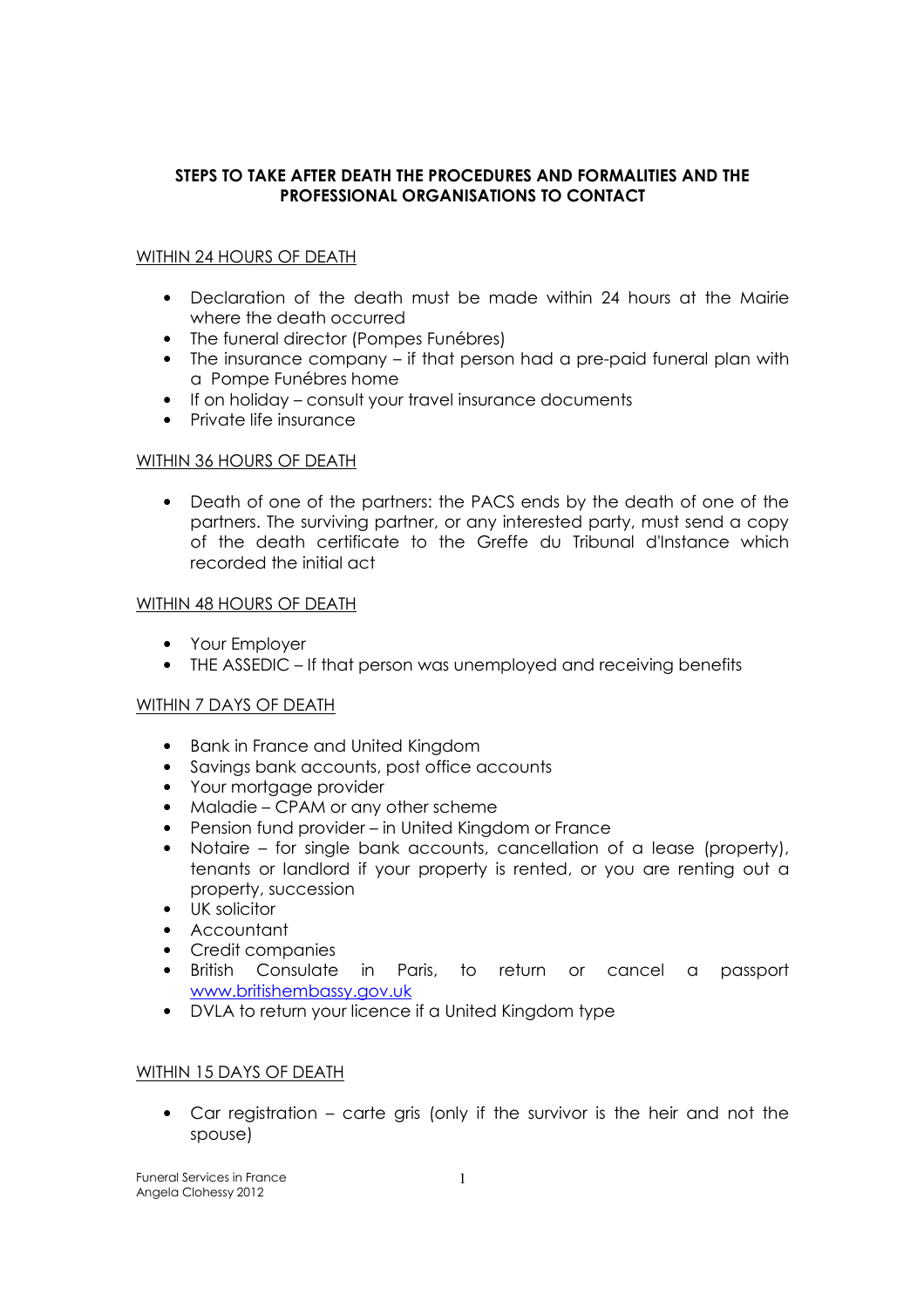# STEPS TO TAKE AFTER DEATH THE PROCEDURES AND FORMALITIES AND THE PROFESSIONAL ORGANISATIONS TO CONTACT

## WITHIN 24 HOURS OF DEATH

- Declaration of the death must be made within 24 hours at the Mairie where the death occurred
- The funeral director (Pompes Funébres)
- The insurance company – if that person had a pre-paid funeral plan with a Pompe Funébres home
- If on holiday – consult your travel insurance documents
- Private life insurance

## WITHIN 36 HOURS OF DEATH

- Death of one of the partners: the PACS ends by the death of one of the partners. The surviving partner, or any interested party, must send a copy of the death certificate to the Greffe du Tribunal d'Instance which recorded the initial act

## WITHIN 48 HOURS OF DEATH

- Your Employer
- THE ASSEDIC – If that person was unemployed and receiving benefits

## WITHIN 7 DAYS OF DEATH

- Bank in France and United Kingdom
- Savings bank accounts, post office accounts
- Your mortgage provider
- Maladie – CPAM or any other scheme
- Pension fund provider – in United Kingdom or France
- Notaire – for single bank accounts, cancellation of a lease (property), tenants or landlord if your property is rented, or you are renting out a property, succession
- UK solicitor
- Accountant
- Credit companies
- British Consulate in Paris, to return or cancel a passport www.britishembassy.gov.uk
- DVLA to return your licence if a United Kingdom type

## WITHIN 15 DAYS OF DEATH

- Car registration – carte gris (only if the survivor is the heir and not the spouse)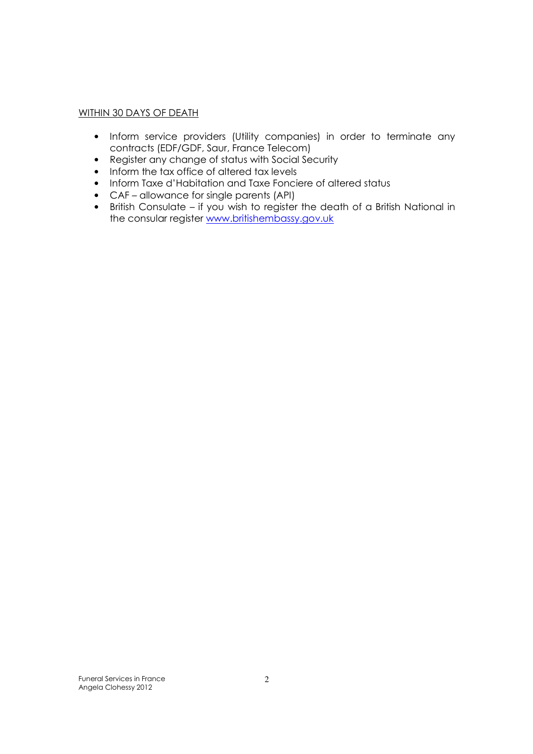WITHIN 30 DAYS OF DEATH

- Inform service providers (Utility companies) in order to terminate any contracts (EDF/GDF, Saur, France Telecom)
- Register any change of status with Social Security
- Inform the tax office of altered tax levels
- Inform Taxe d'Habitation and Taxe Fonciere of altered status
- CAF – allowance for single parents (API)
- British Consulate – if you wish to register the death of a British National in the consular register www.britishembassy.gov.uk